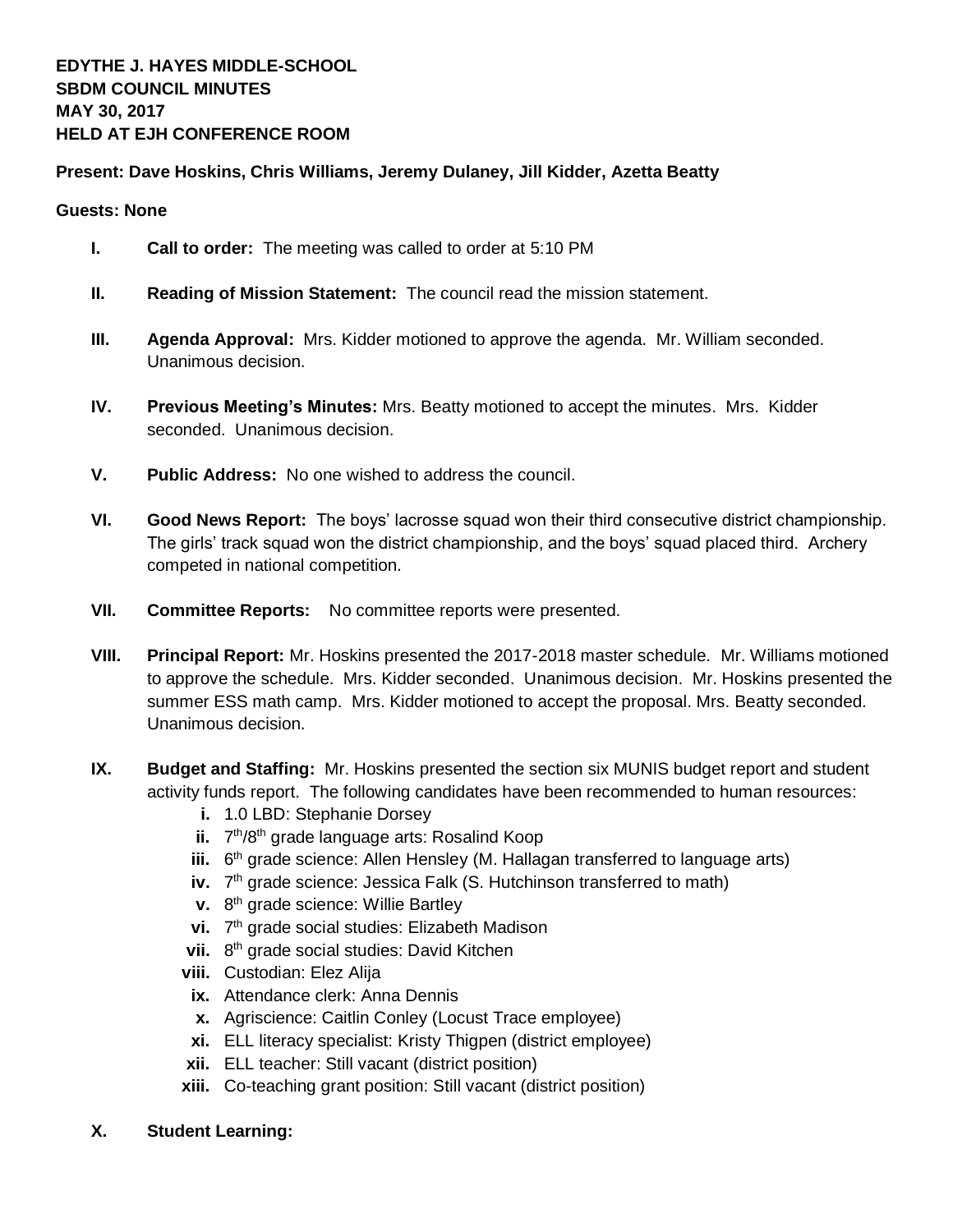**EDYTHE J. HAYES MIDDLE-SCHOOL**
**SBDM COUNCIL MINUTES**
**MAY 30, 2017**
**HELD AT EJH CONFERENCE ROOM**

**Present: Dave Hoskins, Chris Williams, Jeremy Dulaney, Jill Kidder, Azetta Beatty**

**Guests: None**

**I. Call to order:** The meeting was called to order at 5:10 PM

**II. Reading of Mission Statement:** The council read the mission statement.

**III. Agenda Approval:** Mrs. Kidder motioned to approve the agenda. Mr. William seconded. Unanimous decision.

**IV. Previous Meeting's Minutes:** Mrs. Beatty motioned to accept the minutes. Mrs. Kidder seconded. Unanimous decision.

**V. Public Address:** No one wished to address the council.

**VI. Good News Report:** The boys' lacrosse squad won their third consecutive district championship. The girls' track squad won the district championship, and the boys' squad placed third. Archery competed in national competition.

**VII. Committee Reports:** No committee reports were presented.

**VIII. Principal Report:** Mr. Hoskins presented the 2017-2018 master schedule. Mr. Williams motioned to approve the schedule. Mrs. Kidder seconded. Unanimous decision. Mr. Hoskins presented the summer ESS math camp. Mrs. Kidder motioned to accept the proposal. Mrs. Beatty seconded. Unanimous decision.

**IX. Budget and Staffing:** Mr. Hoskins presented the section six MUNIS budget report and student activity funds report. The following candidates have been recommended to human resources:

- **i.** 1.0 LBD: Stephanie Dorsey
- **ii.** 7th/8th grade language arts: Rosalind Koop
- **iii.** 6th grade science: Allen Hensley (M. Hallagan transferred to language arts)
- **iv.** 7th grade science: Jessica Falk (S. Hutchinson transferred to math)
- **v.** 8th grade science: Willie Bartley
- **vi.** 7th grade social studies: Elizabeth Madison
- **vii.** 8th grade social studies: David Kitchen
- **viii.** Custodian: Elez Alija
- **ix.** Attendance clerk: Anna Dennis
- **x.** Agriscience: Caitlin Conley (Locust Trace employee)
- **xi.** ELL literacy specialist: Kristy Thigpen (district employee)
- **xii.** ELL teacher: Still vacant (district position)
- **xiii.** Co-teaching grant position: Still vacant (district position)

**X. Student Learning:**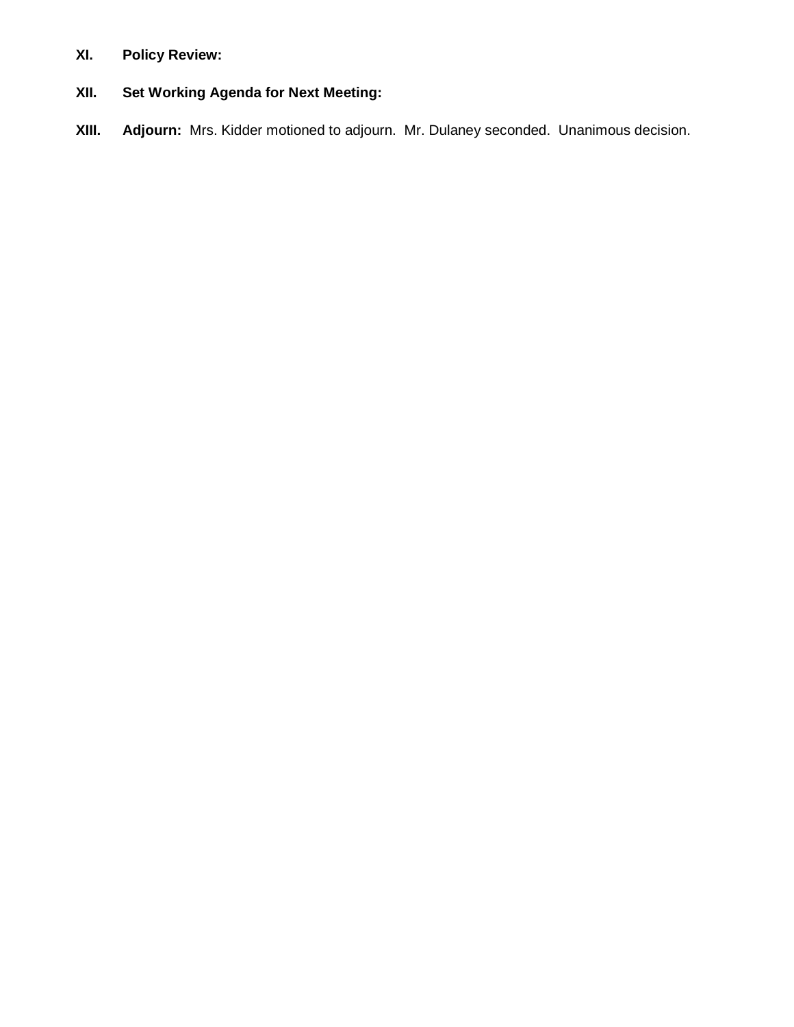**XI. Policy Review:**

**XII. Set Working Agenda for Next Meeting:**

**XIII. Adjourn:** Mrs. Kidder motioned to adjourn. Mr. Dulaney seconded. Unanimous decision.